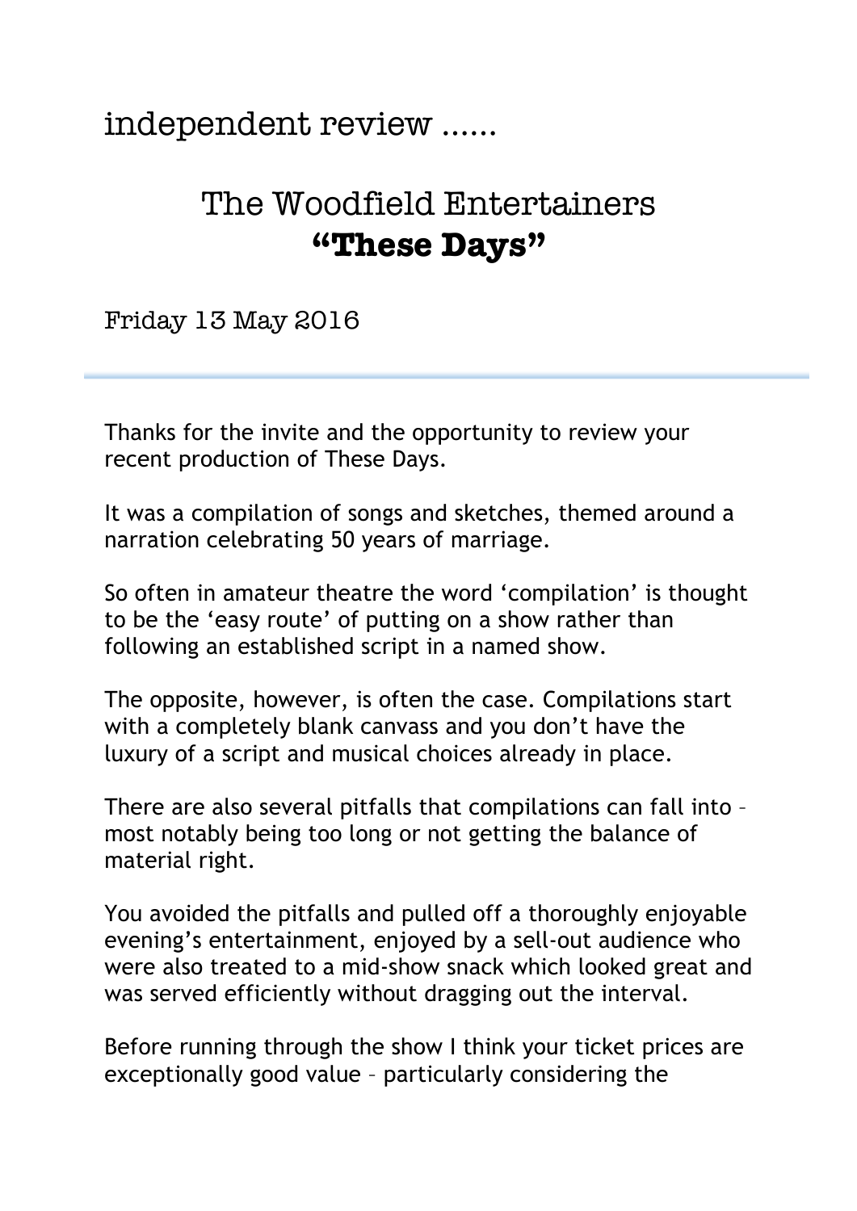independent review ……

# The Woodfield Entertainers
## **"These Days"**

Friday 13 May 2016

---

Thanks for the invite and the opportunity to review your recent production of These Days.

It was a compilation of songs and sketches, themed around a narration celebrating 50 years of marriage.

So often in amateur theatre the word 'compilation' is thought to be the 'easy route' of putting on a show rather than following an established script in a named show.

The opposite, however, is often the case. Compilations start with a completely blank canvass and you don't have the luxury of a script and musical choices already in place.

There are also several pitfalls that compilations can fall into – most notably being too long or not getting the balance of material right.

You avoided the pitfalls and pulled off a thoroughly enjoyable evening's entertainment, enjoyed by a sell-out audience who were also treated to a mid-show snack which looked great and was served efficiently without dragging out the interval.

Before running through the show I think your ticket prices are exceptionally good value – particularly considering the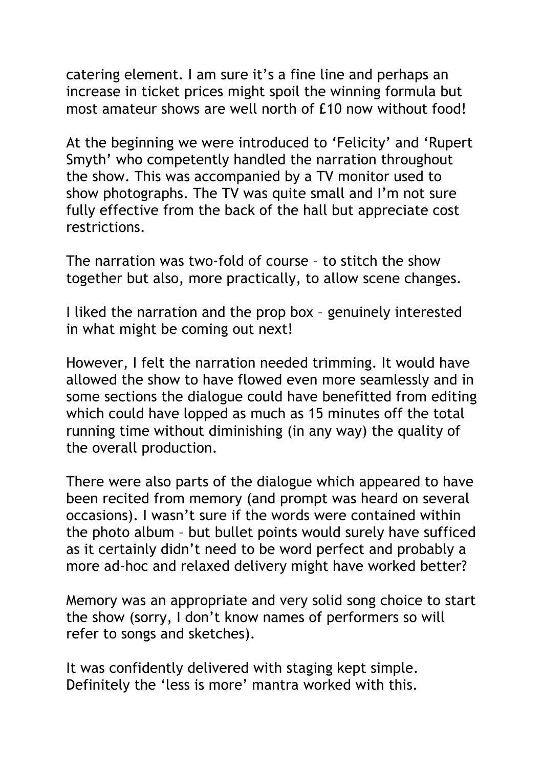catering element. I am sure it's a fine line and perhaps an increase in ticket prices might spoil the winning formula but most amateur shows are well north of £10 now without food!

At the beginning we were introduced to 'Felicity' and 'Rupert Smyth' who competently handled the narration throughout the show. This was accompanied by a TV monitor used to show photographs. The TV was quite small and I'm not sure fully effective from the back of the hall but appreciate cost restrictions.

The narration was two-fold of course – to stitch the show together but also, more practically, to allow scene changes.

I liked the narration and the prop box – genuinely interested in what might be coming out next!

However, I felt the narration needed trimming. It would have allowed the show to have flowed even more seamlessly and in some sections the dialogue could have benefitted from editing which could have lopped as much as 15 minutes off the total running time without diminishing (in any way) the quality of the overall production.

There were also parts of the dialogue which appeared to have been recited from memory (and prompt was heard on several occasions). I wasn't sure if the words were contained within the photo album – but bullet points would surely have sufficed as it certainly didn't need to be word perfect and probably a more ad-hoc and relaxed delivery might have worked better?

Memory was an appropriate and very solid song choice to start the show (sorry, I don't know names of performers so will refer to songs and sketches).

It was confidently delivered with staging kept simple. Definitely the 'less is more' mantra worked with this.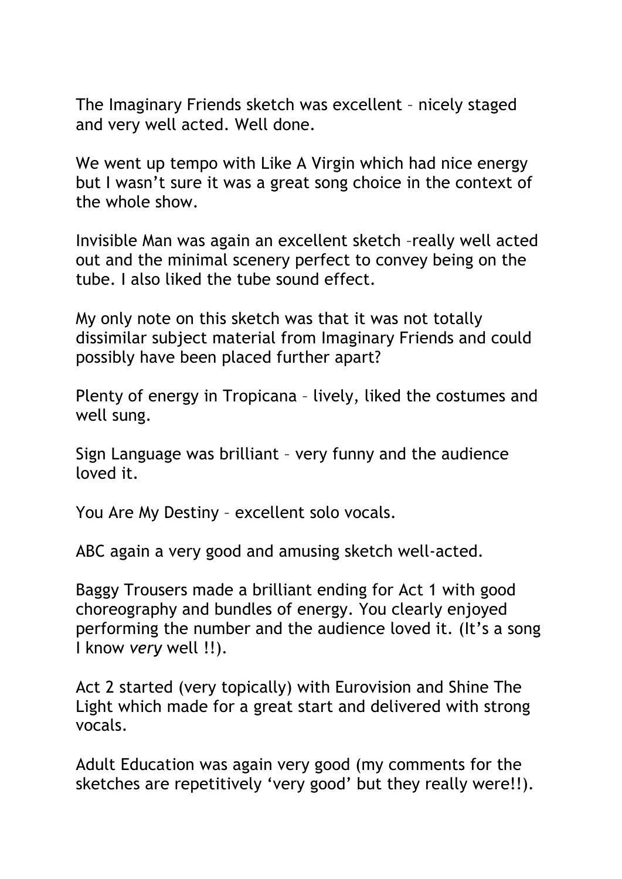The Imaginary Friends sketch was excellent – nicely staged and very well acted. Well done.

We went up tempo with Like A Virgin which had nice energy but I wasn't sure it was a great song choice in the context of the whole show.

Invisible Man was again an excellent sketch –really well acted out and the minimal scenery perfect to convey being on the tube. I also liked the tube sound effect.

My only note on this sketch was that it was not totally dissimilar subject material from Imaginary Friends and could possibly have been placed further apart?

Plenty of energy in Tropicana – lively, liked the costumes and well sung.

Sign Language was brilliant – very funny and the audience loved it.

You Are My Destiny – excellent solo vocals.

ABC again a very good and amusing sketch well-acted.

Baggy Trousers made a brilliant ending for Act 1 with good choreography and bundles of energy. You clearly enjoyed performing the number and the audience loved it. (It's a song I know *very* well !!).

Act 2 started (very topically) with Eurovision and Shine The Light which made for a great start and delivered with strong vocals.

Adult Education was again very good (my comments for the sketches are repetitively 'very good' but they really were!!).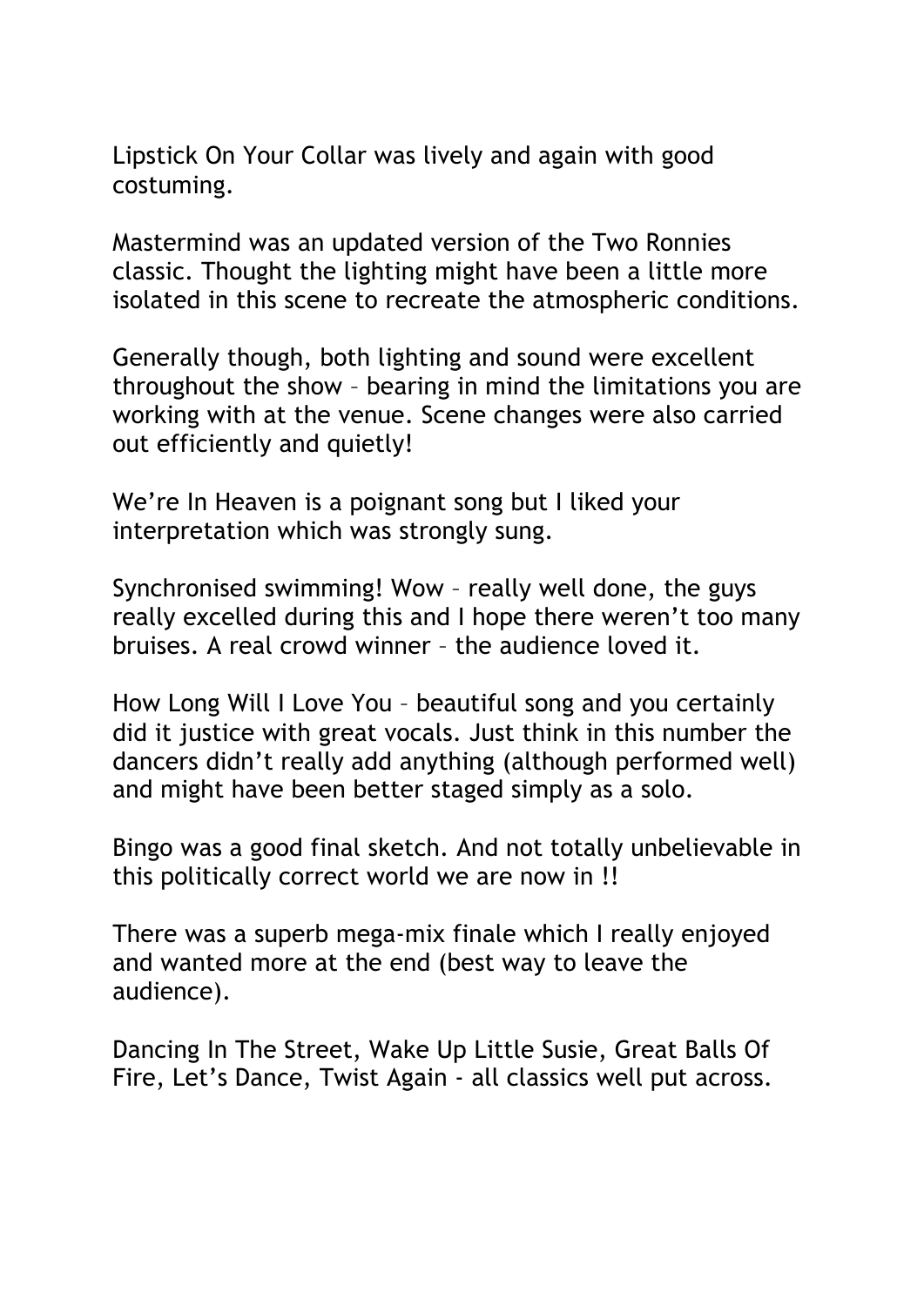Lipstick On Your Collar was lively and again with good costuming.

Mastermind was an updated version of the Two Ronnies classic. Thought the lighting might have been a little more isolated in this scene to recreate the atmospheric conditions.

Generally though, both lighting and sound were excellent throughout the show – bearing in mind the limitations you are working with at the venue. Scene changes were also carried out efficiently and quietly!

We're In Heaven is a poignant song but I liked your interpretation which was strongly sung.

Synchronised swimming! Wow – really well done, the guys really excelled during this and I hope there weren't too many bruises. A real crowd winner – the audience loved it.

How Long Will I Love You – beautiful song and you certainly did it justice with great vocals. Just think in this number the dancers didn't really add anything (although performed well) and might have been better staged simply as a solo.

Bingo was a good final sketch. And not totally unbelievable in this politically correct world we are now in !!

There was a superb mega-mix finale which I really enjoyed and wanted more at the end (best way to leave the audience).

Dancing In The Street, Wake Up Little Susie, Great Balls Of Fire, Let's Dance, Twist Again - all classics well put across.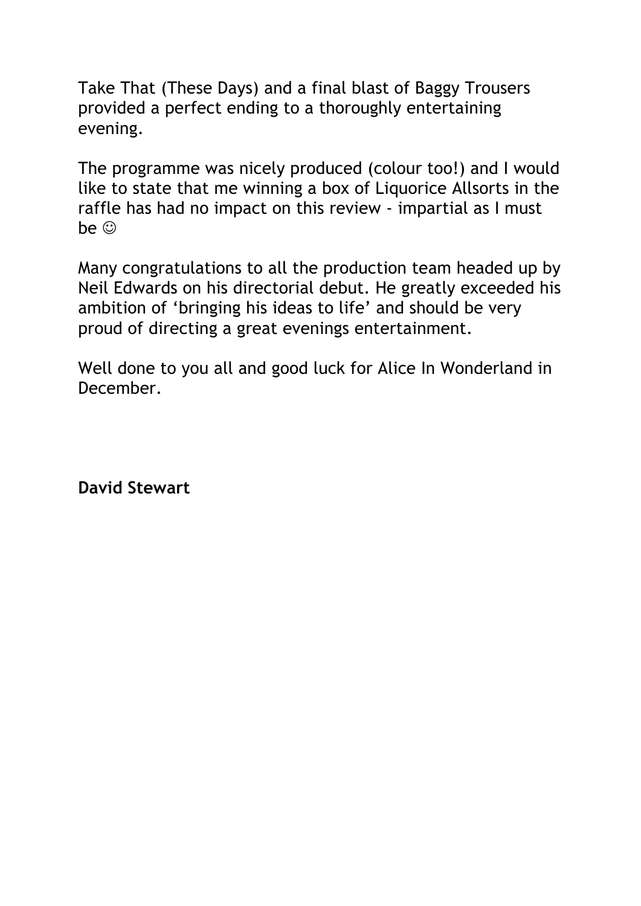Take That (These Days) and a final blast of Baggy Trousers provided a perfect ending to a thoroughly entertaining evening.

The programme was nicely produced (colour too!) and I would like to state that me winning a box of Liquorice Allsorts in the raffle has had no impact on this review - impartial as I must be ☺

Many congratulations to all the production team headed up by Neil Edwards on his directorial debut. He greatly exceeded his ambition of 'bringing his ideas to life' and should be very proud of directing a great evenings entertainment.

Well done to you all and good luck for Alice In Wonderland in December.

**David Stewart**